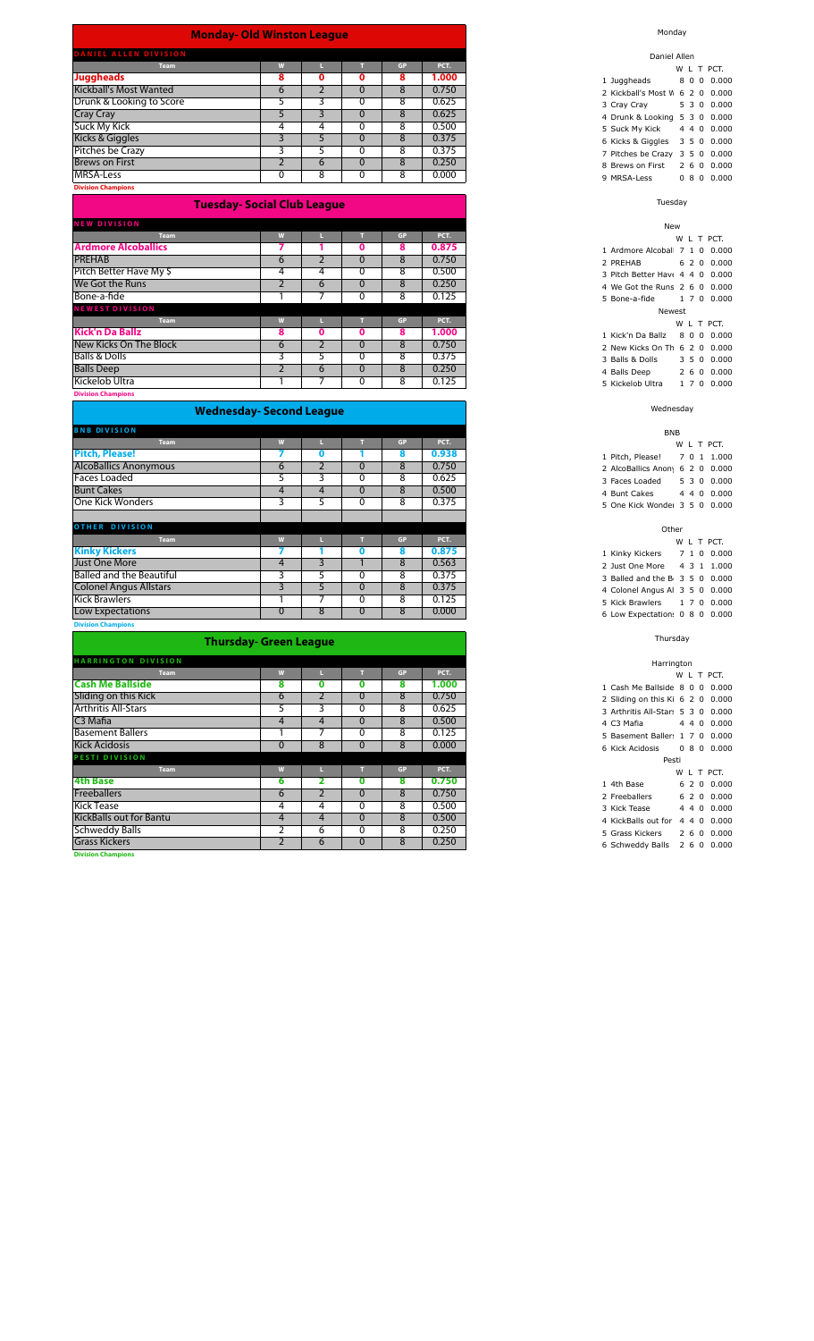## Monday- Old Winston League

### DANIEL ALLEN DIVISION

| Team | W | L | T | GP | PCT. |
|---|---|---|---|---|---|
| **Juggheads** | 8 | 0 | 0 | 8 | 1.000 |
| Kickball's Most Wanted | 6 | 2 | 0 | 8 | 0.750 |
| Drunk & Looking to Score | 5 | 3 | 0 | 8 | 0.625 |
| Cray Cray | 5 | 3 | 0 | 8 | 0.625 |
| Suck My Kick | 4 | 4 | 0 | 8 | 0.500 |
| Kicks & Giggles | 3 | 5 | 0 | 8 | 0.375 |
| Pitches be Crazy | 3 | 5 | 0 | 8 | 0.375 |
| Brews on First | 2 | 6 | 0 | 8 | 0.250 |
| MRSA-Less | 0 | 8 | 0 | 8 | 0.000 |

**Division Champions**

## Tuesday- Social Club League

### NEW DIVISION

| Team | W | L | T | GP | PCT. |
|---|---|---|---|---|---|
| **Ardmore Alcoballics** | 7 | 1 | 0 | 8 | 0.875 |
| PREHAB | 6 | 2 | 0 | 8 | 0.750 |
| Pitch Better Have My $ | 4 | 4 | 0 | 8 | 0.500 |
| We Got the Runs | 2 | 6 | 0 | 8 | 0.250 |
| Bone-a-fide | 1 | 7 | 0 | 8 | 0.125 |

### NEWEST DIVISION

| Team | W | L | T | GP | PCT. |
|---|---|---|---|---|---|
| **Kick'n Da Ballz** | 8 | 0 | 0 | 8 | 1.000 |
| New Kicks On The Block | 6 | 2 | 0 | 8 | 0.750 |
| Balls & Dolls | 3 | 5 | 0 | 8 | 0.375 |
| Balls Deep | 2 | 6 | 0 | 8 | 0.250 |
| Kickelob Ultra | 1 | 7 | 0 | 8 | 0.125 |

**Division Champions**

## Wednesday- Second League

### BNB DIVISION

| Team | W | L | T | GP | PCT. |
|---|---|---|---|---|---|
| **Pitch, Please!** | 7 | 0 | 1 | 8 | 0.938 |
| AlcoBallics Anonymous | 6 | 2 | 0 | 8 | 0.750 |
| Faces Loaded | 5 | 3 | 0 | 8 | 0.625 |
| Bunt Cakes | 4 | 4 | 0 | 8 | 0.500 |
| One Kick Wonders | 3 | 5 | 0 | 8 | 0.375 |

### OTHER DIVISION

| Team | W | L | T | GP | PCT. |
|---|---|---|---|---|---|
| **Kinky Kickers** | 7 | 1 | 0 | 8 | 0.875 |
| Just One More | 4 | 3 | 1 | 8 | 0.563 |
| Balled and the Beautiful | 3 | 5 | 0 | 8 | 0.375 |
| Colonel Angus Allstars | 3 | 5 | 0 | 8 | 0.375 |
| Kick Brawlers | 1 | 7 | 0 | 8 | 0.125 |
| Low Expectations | 0 | 8 | 0 | 8 | 0.000 |

**Division Champions**

## Thursday- Green League

### HARRINGTON DIVISION

| Team | W | L | T | GP | PCT. |
|---|---|---|---|---|---|
| **Cash Me Ballside** | 8 | 0 | 0 | 8 | 1.000 |
| Sliding on this Kick | 6 | 2 | 0 | 8 | 0.750 |
| Arthritis All-Stars | 5 | 3 | 0 | 8 | 0.625 |
| C3 Mafia | 4 | 4 | 0 | 8 | 0.500 |
| Basement Ballers | 1 | 7 | 0 | 8 | 0.125 |
| Kick Acidosis | 0 | 8 | 0 | 8 | 0.000 |

### PESTI DIVISION

| Team | W | L | T | GP | PCT. |
|---|---|---|---|---|---|
| **4th Base** | 6 | 2 | 0 | 8 | 0.750 |
| Freeballers | 6 | 2 | 0 | 8 | 0.750 |
| Kick Tease | 4 | 4 | 0 | 8 | 0.500 |
| KickBalls out for Bantu | 4 | 4 | 0 | 8 | 0.500 |
| Schweddy Balls | 2 | 6 | 0 | 8 | 0.250 |
| Grass Kickers | 2 | 6 | 0 | 8 | 0.250 |

**Division Champions**

Monday

Daniel Allen

| | Team | W | L | T | PCT. |
|---|---|---|---|---|---|
| 1 | Juggheads | 8 | 0 | 0 | 0.000 |
| 2 | Kickball's Most W | 6 | 2 | 0 | 0.000 |
| 3 | Cray Cray | 5 | 3 | 0 | 0.000 |
| 4 | Drunk & Looking | 5 | 3 | 0 | 0.000 |
| 5 | Suck My Kick | 4 | 4 | 0 | 0.000 |
| 6 | Kicks & Giggles | 3 | 5 | 0 | 0.000 |
| 7 | Pitches be Crazy | 3 | 5 | 0 | 0.000 |
| 8 | Brews on First | 2 | 6 | 0 | 0.000 |
| 9 | MRSA-Less | 0 | 8 | 0 | 0.000 |

Tuesday

New

| | Team | W | L | T | PCT. |
|---|---|---|---|---|---|
| 1 | Ardmore Alcoball | 7 | 1 | 0 | 0.000 |
| 2 | PREHAB | 6 | 2 | 0 | 0.000 |
| 3 | Pitch Better Hav | 4 | 4 | 0 | 0.000 |
| 4 | We Got the Runs | 2 | 6 | 0 | 0.000 |
| 5 | Bone-a-fide | 1 | 7 | 0 | 0.000 |

Newest

| | Team | W | L | T | PCT. |
|---|---|---|---|---|---|
| 1 | Kick'n Da Ballz | 8 | 0 | 0 | 0.000 |
| 2 | New Kicks On Th | 6 | 2 | 0 | 0.000 |
| 3 | Balls & Dolls | 3 | 5 | 0 | 0.000 |
| 4 | Balls Deep | 2 | 6 | 0 | 0.000 |
| 5 | Kickelob Ultra | 1 | 7 | 0 | 0.000 |

Wednesday

BNB

| | Team | W | L | T | PCT. |
|---|---|---|---|---|---|
| 1 | Pitch, Please! | 7 | 0 | 1 | 1.000 |
| 2 | AlcoBallics Anony | 6 | 2 | 0 | 0.000 |
| 3 | Faces Loaded | 5 | 3 | 0 | 0.000 |
| 4 | Bunt Cakes | 4 | 4 | 0 | 0.000 |
| 5 | One Kick Wonder | 3 | 5 | 0 | 0.000 |

Other

| | Team | W | L | T | PCT. |
|---|---|---|---|---|---|
| 1 | Kinky Kickers | 7 | 1 | 0 | 0.000 |
| 2 | Just One More | 4 | 3 | 1 | 1.000 |
| 3 | Balled and the B | 3 | 5 | 0 | 0.000 |
| 4 | Colonel Angus Al | 3 | 5 | 0 | 0.000 |
| 5 | Kick Brawlers | 1 | 7 | 0 | 0.000 |
| 6 | Low Expectations | 0 | 8 | 0 | 0.000 |

Thursday

Harrington

| | Team | W | L | T | PCT. |
|---|---|---|---|---|---|
| 1 | Cash Me Ballside | 8 | 0 | 0 | 0.000 |
| 2 | Sliding on this Ki | 6 | 2 | 0 | 0.000 |
| 3 | Arthritis All-Stars | 5 | 3 | 0 | 0.000 |
| 4 | C3 Mafia | 4 | 4 | 0 | 0.000 |
| 5 | Basement Baller | 1 | 7 | 0 | 0.000 |
| 6 | Kick Acidosis | 0 | 8 | 0 | 0.000 |

Pesti

| | Team | W | L | T | PCT. |
|---|---|---|---|---|---|
| 1 | 4th Base | 6 | 2 | 0 | 0.000 |
| 2 | Freeballers | 6 | 2 | 0 | 0.000 |
| 3 | Kick Tease | 4 | 4 | 0 | 0.000 |
| 4 | KickBalls out for | 4 | 4 | 0 | 0.000 |
| 5 | Grass Kickers | 2 | 6 | 0 | 0.000 |
| 6 | Schweddy Balls | 2 | 6 | 0 | 0.000 |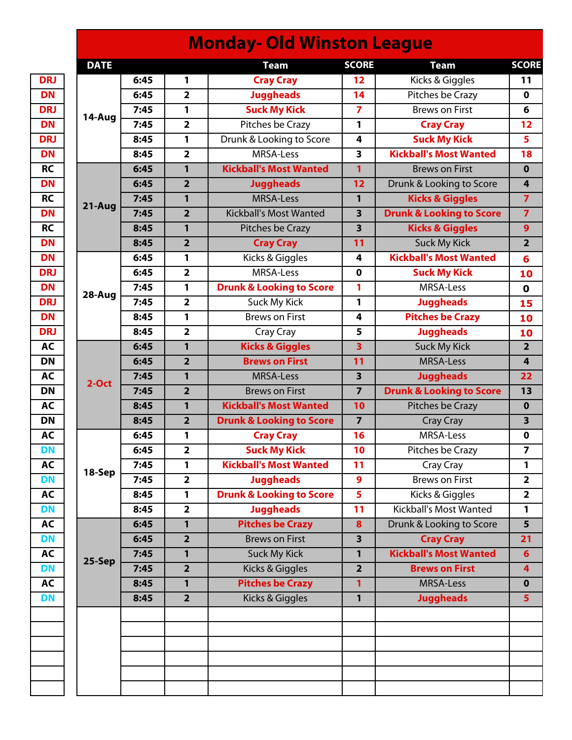# Monday- Old Winston League

| | DATE | | | Team | SCORE | Team | SCORE |
|---|---|---|---|---|---|---|---|
| DRJ | 14-Aug | 6:45 | 1 | **Cray Cray** | **12** | Kicks & Giggles | 11 |
| DN | | 6:45 | 2 | **Juggheads** | **14** | Pitches be Crazy | 0 |
| DRJ | | 7:45 | 1 | **Suck My Kick** | **7** | Brews on First | 6 |
| DN | | 7:45 | 2 | Pitches be Crazy | 1 | **Cray Cray** | **12** |
| DRJ | | 8:45 | 1 | Drunk & Looking to Score | 4 | **Suck My Kick** | **5** |
| DN | | 8:45 | 2 | MRSA-Less | 3 | **Kickball's Most Wanted** | **18** |
| RC | 21-Aug | 6:45 | 1 | **Kickball's Most Wanted** | **1** | Brews on First | 0 |
| DN | | 6:45 | 2 | **Juggheads** | **12** | Drunk & Looking to Score | 4 |
| RC | | 7:45 | 1 | MRSA-Less | 1 | **Kicks & Giggles** | **7** |
| DN | | 7:45 | 2 | Kickball's Most Wanted | 3 | **Drunk & Looking to Score** | **7** |
| RC | | 8:45 | 1 | Pitches be Crazy | 3 | **Kicks & Giggles** | **9** |
| DN | | 8:45 | 2 | **Cray Cray** | **11** | Suck My Kick | 2 |
| DN | 28-Aug | 6:45 | 1 | Kicks & Giggles | 4 | **Kickball's Most Wanted** | **6** |
| DRJ | | 6:45 | 2 | MRSA-Less | 0 | **Suck My Kick** | **10** |
| DN | | 7:45 | 1 | **Drunk & Looking to Score** | **1** | MRSA-Less | 0 |
| DRJ | | 7:45 | 2 | Suck My Kick | 1 | **Juggheads** | **15** |
| DN | | 8:45 | 1 | Brews on First | 4 | **Pitches be Crazy** | **10** |
| DRJ | | 8:45 | 2 | Cray Cray | 5 | **Juggheads** | **10** |
| AC | 2-Oct | 6:45 | 1 | **Kicks & Giggles** | **3** | Suck My Kick | 2 |
| DN | | 6:45 | 2 | **Brews on First** | **11** | MRSA-Less | 4 |
| AC | | 7:45 | 1 | MRSA-Less | 3 | **Juggheads** | **22** |
| DN | | 7:45 | 2 | Brews on First | 7 | **Drunk & Looking to Score** | 13 |
| AC | | 8:45 | 1 | **Kickball's Most Wanted** | **10** | Pitches be Crazy | 0 |
| DN | | 8:45 | 2 | **Drunk & Looking to Score** | 7 | Cray Cray | 3 |
| AC | 18-Sep | 6:45 | 1 | **Cray Cray** | **16** | MRSA-Less | 0 |
| DN | | 6:45 | 2 | **Suck My Kick** | **10** | Pitches be Crazy | 7 |
| AC | | 7:45 | 1 | **Kickball's Most Wanted** | **11** | Cray Cray | 1 |
| DN | | 7:45 | 2 | **Juggheads** | **9** | Brews on First | 2 |
| AC | | 8:45 | 1 | **Drunk & Looking to Score** | **5** | Kicks & Giggles | 2 |
| DN | | 8:45 | 2 | **Juggheads** | **11** | Kickball's Most Wanted | 1 |
| AC | 25-Sep | 6:45 | 1 | **Pitches be Crazy** | **8** | Drunk & Looking to Score | 5 |
| DN | | 6:45 | 2 | Brews on First | 3 | **Cray Cray** | **21** |
| AC | | 7:45 | 1 | Suck My Kick | 1 | **Kickball's Most Wanted** | **6** |
| DN | | 7:45 | 2 | Kicks & Giggles | 2 | **Brews on First** | **4** |
| AC | | 8:45 | 1 | **Pitches be Crazy** | **1** | MRSA-Less | 0 |
| DN | | 8:45 | 2 | Kicks & Giggles | 1 | **Juggheads** | **5** |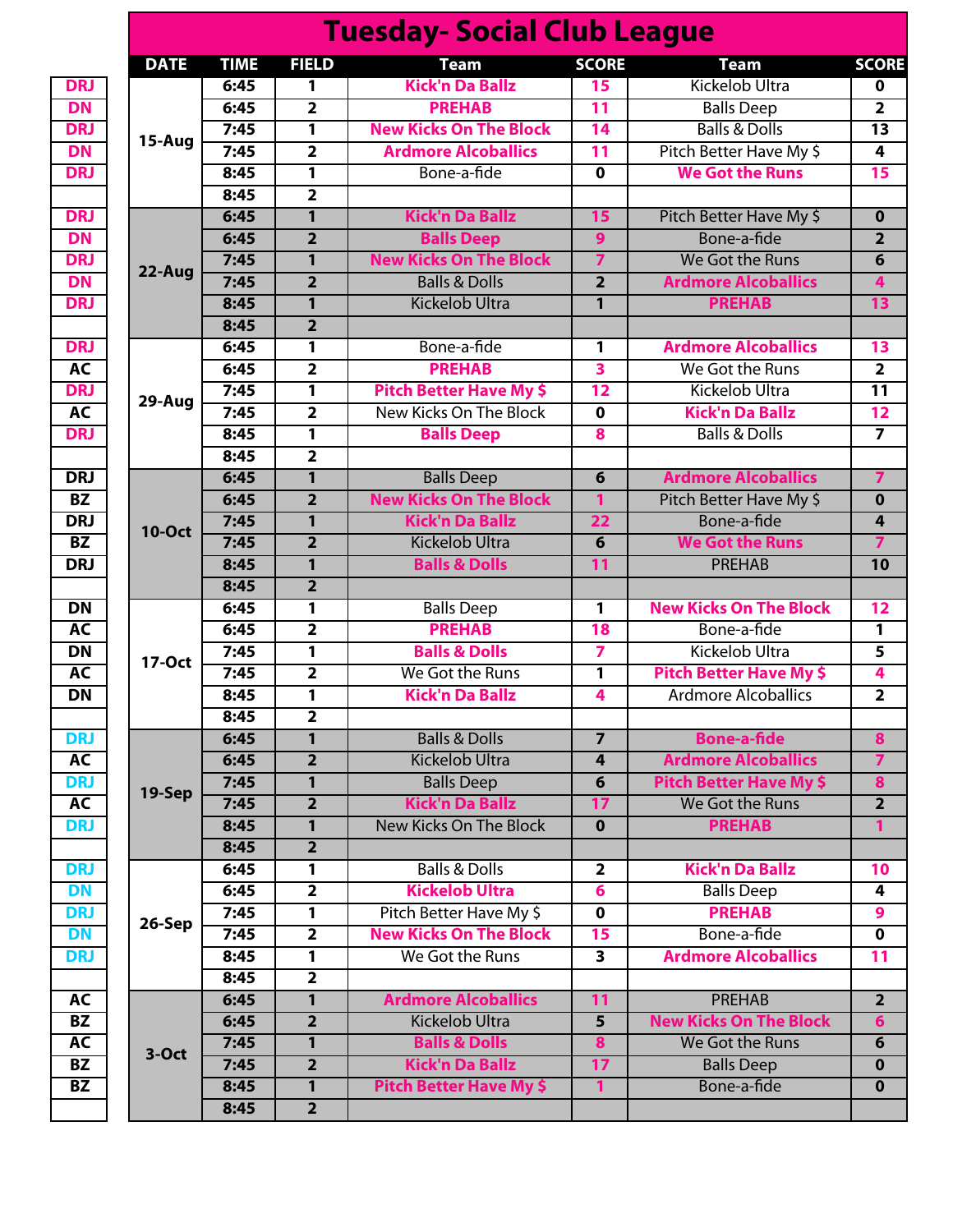# Tuesday- Social Club League

| | DATE | TIME | FIELD | Team | SCORE | Team | SCORE |
|---|---|---|---|---|---|---|---|
| DRJ | 15-Aug | 6:45 | 1 | Kick'n Da Ballz | 15 | Kickelob Ultra | 0 |
| DN | | 6:45 | 2 | PREHAB | 11 | Balls Deep | 2 |
| DRJ | | 7:45 | 1 | New Kicks On The Block | 14 | Balls & Dolls | 13 |
| DN | | 7:45 | 2 | Ardmore Alcoballics | 11 | Pitch Better Have My $ | 4 |
| DRJ | | 8:45 | 1 | Bone-a-fide | 0 | We Got the Runs | 15 |
| | | 8:45 | 2 | | | | |
| DRJ | 22-Aug | 6:45 | 1 | Kick'n Da Ballz | 15 | Pitch Better Have My $ | 0 |
| DN | | 6:45 | 2 | Balls Deep | 9 | Bone-a-fide | 2 |
| DRJ | | 7:45 | 1 | New Kicks On The Block | 7 | We Got the Runs | 6 |
| DN | | 7:45 | 2 | Balls & Dolls | 2 | Ardmore Alcoballics | 4 |
| DRJ | | 8:45 | 1 | Kickelob Ultra | 1 | PREHAB | 13 |
| | | 8:45 | 2 | | | | |
| DRJ | 29-Aug | 6:45 | 1 | Bone-a-fide | 1 | Ardmore Alcoballics | 13 |
| AC | | 6:45 | 2 | PREHAB | 3 | We Got the Runs | 2 |
| DRJ | | 7:45 | 1 | Pitch Better Have My $ | 12 | Kickelob Ultra | 11 |
| AC | | 7:45 | 2 | New Kicks On The Block | 0 | Kick'n Da Ballz | 12 |
| DRJ | | 8:45 | 1 | Balls Deep | 8 | Balls & Dolls | 7 |
| | | 8:45 | 2 | | | | |
| DRJ | 10-Oct | 6:45 | 1 | Balls Deep | 6 | Ardmore Alcoballics | 7 |
| BZ | | 6:45 | 2 | New Kicks On The Block | 1 | Pitch Better Have My $ | 0 |
| DRJ | | 7:45 | 1 | Kick'n Da Ballz | 22 | Bone-a-fide | 4 |
| BZ | | 7:45 | 2 | Kickelob Ultra | 6 | We Got the Runs | 7 |
| DRJ | | 8:45 | 1 | Balls & Dolls | 11 | PREHAB | 10 |
| | | 8:45 | 2 | | | | |
| DN | 17-Oct | 6:45 | 1 | Balls Deep | 1 | New Kicks On The Block | 12 |
| AC | | 6:45 | 2 | PREHAB | 18 | Bone-a-fide | 1 |
| DN | | 7:45 | 1 | Balls & Dolls | 7 | Kickelob Ultra | 5 |
| AC | | 7:45 | 2 | We Got the Runs | 1 | Pitch Better Have My $ | 4 |
| DN | | 8:45 | 1 | Kick'n Da Ballz | 4 | Ardmore Alcoballics | 2 |
| | | 8:45 | 2 | | | | |
| DRJ | 19-Sep | 6:45 | 1 | Balls & Dolls | 7 | Bone-a-fide | 8 |
| AC | | 6:45 | 2 | Kickelob Ultra | 4 | Ardmore Alcoballics | 7 |
| DRJ | | 7:45 | 1 | Balls Deep | 6 | Pitch Better Have My $ | 8 |
| AC | | 7:45 | 2 | Kick'n Da Ballz | 17 | We Got the Runs | 2 |
| DRJ | | 8:45 | 1 | New Kicks On The Block | 0 | PREHAB | 1 |
| | | 8:45 | 2 | | | | |
| DRJ | 26-Sep | 6:45 | 1 | Balls & Dolls | 2 | Kick'n Da Ballz | 10 |
| DN | | 6:45 | 2 | Kickelob Ultra | 6 | Balls Deep | 4 |
| DRJ | | 7:45 | 1 | Pitch Better Have My $ | 0 | PREHAB | 9 |
| DN | | 7:45 | 2 | New Kicks On The Block | 15 | Bone-a-fide | 0 |
| DRJ | | 8:45 | 1 | We Got the Runs | 3 | Ardmore Alcoballics | 11 |
| | | 8:45 | 2 | | | | |
| AC | 3-Oct | 6:45 | 1 | Ardmore Alcoballics | 11 | PREHAB | 2 |
| BZ | | 6:45 | 2 | Kickelob Ultra | 5 | New Kicks On The Block | 6 |
| AC | | 7:45 | 1 | Balls & Dolls | 8 | We Got the Runs | 6 |
| BZ | | 7:45 | 2 | Kick'n Da Ballz | 17 | Balls Deep | 0 |
| BZ | | 8:45 | 1 | Pitch Better Have My $ | 1 | Bone-a-fide | 0 |
| | | 8:45 | 2 | | | | |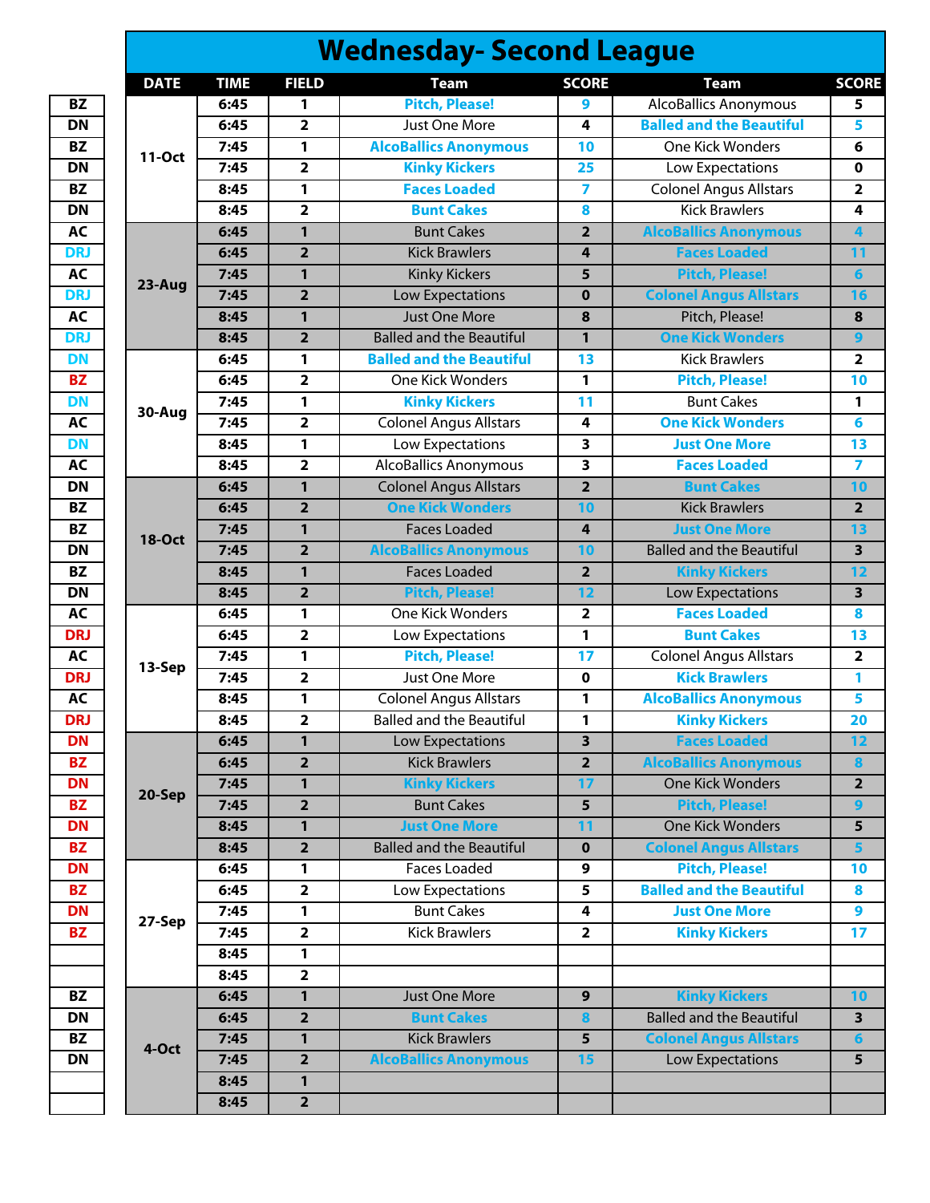# Wednesday- Second League

| | DATE | TIME | FIELD | Team | SCORE | Team | SCORE |
|---|---|---|---|---|---|---|---|
| BZ | 11-Oct | 6:45 | 1 | Pitch, Please! | 9 | AlcoBallics Anonymous | 5 |
| DN | | 6:45 | 2 | Just One More | 4 | Balled and the Beautiful | 5 |
| BZ | | 7:45 | 1 | AlcoBallics Anonymous | 10 | One Kick Wonders | 6 |
| DN | | 7:45 | 2 | Kinky Kickers | 25 | Low Expectations | 0 |
| BZ | | 8:45 | 1 | Faces Loaded | 7 | Colonel Angus Allstars | 2 |
| DN | | 8:45 | 2 | Bunt Cakes | 8 | Kick Brawlers | 4 |
| AC | 23-Aug | 6:45 | 1 | Bunt Cakes | 2 | AlcoBallics Anonymous | 4 |
| DRJ | | 6:45 | 2 | Kick Brawlers | 4 | Faces Loaded | 11 |
| AC | | 7:45 | 1 | Kinky Kickers | 5 | Pitch, Please! | 6 |
| DRJ | | 7:45 | 2 | Low Expectations | 0 | Colonel Angus Allstars | 16 |
| AC | | 8:45 | 1 | Just One More | 8 | Pitch, Please! | 8 |
| DRJ | | 8:45 | 2 | Balled and the Beautiful | 1 | One Kick Wonders | 9 |
| DN | 30-Aug | 6:45 | 1 | Balled and the Beautiful | 13 | Kick Brawlers | 2 |
| BZ | | 6:45 | 2 | One Kick Wonders | 1 | Pitch, Please! | 10 |
| DN | | 7:45 | 1 | Kinky Kickers | 11 | Bunt Cakes | 1 |
| AC | | 7:45 | 2 | Colonel Angus Allstars | 4 | One Kick Wonders | 6 |
| DN | | 8:45 | 1 | Low Expectations | 3 | Just One More | 13 |
| AC | | 8:45 | 2 | AlcoBallics Anonymous | 3 | Faces Loaded | 7 |
| DN | 18-Oct | 6:45 | 1 | Colonel Angus Allstars | 2 | Bunt Cakes | 10 |
| BZ | | 6:45 | 2 | One Kick Wonders | 10 | Kick Brawlers | 2 |
| BZ | | 7:45 | 1 | Faces Loaded | 4 | Just One More | 13 |
| DN | | 7:45 | 2 | AlcoBallics Anonymous | 10 | Balled and the Beautiful | 3 |
| BZ | | 8:45 | 1 | Faces Loaded | 2 | Kinky Kickers | 12 |
| DN | | 8:45 | 2 | Pitch, Please! | 12 | Low Expectations | 3 |
| AC | 13-Sep | 6:45 | 1 | One Kick Wonders | 2 | Faces Loaded | 8 |
| DRJ | | 6:45 | 2 | Low Expectations | 1 | Bunt Cakes | 13 |
| AC | | 7:45 | 1 | Pitch, Please! | 17 | Colonel Angus Allstars | 2 |
| DRJ | | 7:45 | 2 | Just One More | 0 | Kick Brawlers | 1 |
| AC | | 8:45 | 1 | Colonel Angus Allstars | 1 | AlcoBallics Anonymous | 5 |
| DRJ | | 8:45 | 2 | Balled and the Beautiful | 1 | Kinky Kickers | 20 |
| DN | 20-Sep | 6:45 | 1 | Low Expectations | 3 | Faces Loaded | 12 |
| BZ | | 6:45 | 2 | Kick Brawlers | 2 | AlcoBallics Anonymous | 8 |
| DN | | 7:45 | 1 | Kinky Kickers | 17 | One Kick Wonders | 2 |
| BZ | | 7:45 | 2 | Bunt Cakes | 5 | Pitch, Please! | 9 |
| DN | | 8:45 | 1 | Just One More | 11 | One Kick Wonders | 5 |
| BZ | | 8:45 | 2 | Balled and the Beautiful | 0 | Colonel Angus Allstars | 5 |
| DN | 27-Sep | 6:45 | 1 | Faces Loaded | 9 | Pitch, Please! | 10 |
| BZ | | 6:45 | 2 | Low Expectations | 5 | Balled and the Beautiful | 8 |
| DN | | 7:45 | 1 | Bunt Cakes | 4 | Just One More | 9 |
| BZ | | 7:45 | 2 | Kick Brawlers | 2 | Kinky Kickers | 17 |
| | | 8:45 | 1 | | | | |
| | | 8:45 | 2 | | | | |
| BZ | 4-Oct | 6:45 | 1 | Just One More | 9 | Kinky Kickers | 10 |
| DN | | 6:45 | 2 | Bunt Cakes | 8 | Balled and the Beautiful | 3 |
| BZ | | 7:45 | 1 | Kick Brawlers | 5 | Colonel Angus Allstars | 6 |
| DN | | 7:45 | 2 | AlcoBallics Anonymous | 15 | Low Expectations | 5 |
| | | 8:45 | 1 | | | | |
| | | 8:45 | 2 | | | | |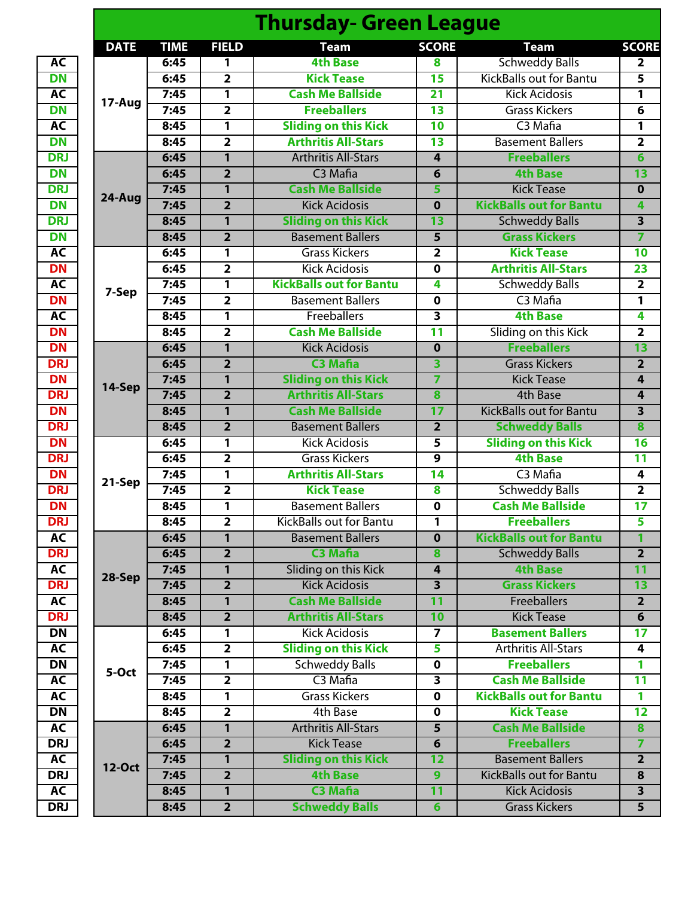# Thursday- Green League

| | DATE | TIME | FIELD | Team | SCORE | Team | SCORE |
|---|---|---|---|---|---|---|---|
| AC | 17-Aug | 6:45 | 1 | 4th Base | 8 | Schweddy Balls | 2 |
| DN | | 6:45 | 2 | Kick Tease | 15 | KickBalls out for Bantu | 5 |
| AC | | 7:45 | 1 | Cash Me Ballside | 21 | Kick Acidosis | 1 |
| DN | | 7:45 | 2 | Freeballers | 13 | Grass Kickers | 6 |
| AC | | 8:45 | 1 | Sliding on this Kick | 10 | C3 Mafia | 1 |
| DN | | 8:45 | 2 | Arthritis All-Stars | 13 | Basement Ballers | 2 |
| DRJ | 24-Aug | 6:45 | 1 | Arthritis All-Stars | 4 | Freeballers | 6 |
| DN | | 6:45 | 2 | C3 Mafia | 6 | 4th Base | 13 |
| DRJ | | 7:45 | 1 | Cash Me Ballside | 5 | Kick Tease | 0 |
| DN | | 7:45 | 2 | Kick Acidosis | 0 | KickBalls out for Bantu | 4 |
| DRJ | | 8:45 | 1 | Sliding on this Kick | 13 | Schweddy Balls | 3 |
| DN | | 8:45 | 2 | Basement Ballers | 5 | Grass Kickers | 7 |
| AC | 7-Sep | 6:45 | 1 | Grass Kickers | 2 | Kick Tease | 10 |
| DN | | 6:45 | 2 | Kick Acidosis | 0 | Arthritis All-Stars | 23 |
| AC | | 7:45 | 1 | KickBalls out for Bantu | 4 | Schweddy Balls | 2 |
| DN | | 7:45 | 2 | Basement Ballers | 0 | C3 Mafia | 1 |
| AC | | 8:45 | 1 | Freeballers | 3 | 4th Base | 4 |
| DN | | 8:45 | 2 | Cash Me Ballside | 11 | Sliding on this Kick | 2 |
| DN | 14-Sep | 6:45 | 1 | Kick Acidosis | 0 | Freeballers | 13 |
| DRJ | | 6:45 | 2 | C3 Mafia | 3 | Grass Kickers | 2 |
| DN | | 7:45 | 1 | Sliding on this Kick | 7 | Kick Tease | 4 |
| DRJ | | 7:45 | 2 | Arthritis All-Stars | 8 | 4th Base | 4 |
| DN | | 8:45 | 1 | Cash Me Ballside | 17 | KickBalls out for Bantu | 3 |
| DRJ | | 8:45 | 2 | Basement Ballers | 2 | Schweddy Balls | 8 |
| DN | 21-Sep | 6:45 | 1 | Kick Acidosis | 5 | Sliding on this Kick | 16 |
| DRJ | | 6:45 | 2 | Grass Kickers | 9 | 4th Base | 11 |
| DN | | 7:45 | 1 | Arthritis All-Stars | 14 | C3 Mafia | 4 |
| DRJ | | 7:45 | 2 | Kick Tease | 8 | Schweddy Balls | 2 |
| DN | | 8:45 | 1 | Basement Ballers | 0 | Cash Me Ballside | 17 |
| DRJ | | 8:45 | 2 | KickBalls out for Bantu | 1 | Freeballers | 5 |
| AC | 28-Sep | 6:45 | 1 | Basement Ballers | 0 | KickBalls out for Bantu | 1 |
| DRJ | | 6:45 | 2 | C3 Mafia | 8 | Schweddy Balls | 2 |
| AC | | 7:45 | 1 | Sliding on this Kick | 4 | 4th Base | 11 |
| DRJ | | 7:45 | 2 | Kick Acidosis | 3 | Grass Kickers | 13 |
| AC | | 8:45 | 1 | Cash Me Ballside | 11 | Freeballers | 2 |
| DRJ | | 8:45 | 2 | Arthritis All-Stars | 10 | Kick Tease | 6 |
| DN | 5-Oct | 6:45 | 1 | Kick Acidosis | 7 | Basement Ballers | 17 |
| AC | | 6:45 | 2 | Sliding on this Kick | 5 | Arthritis All-Stars | 4 |
| DN | | 7:45 | 1 | Schweddy Balls | 0 | Freeballers | 1 |
| AC | | 7:45 | 2 | C3 Mafia | 3 | Cash Me Ballside | 11 |
| AC | | 8:45 | 1 | Grass Kickers | 0 | KickBalls out for Bantu | 1 |
| DN | | 8:45 | 2 | 4th Base | 0 | Kick Tease | 12 |
| AC | 12-Oct | 6:45 | 1 | Arthritis All-Stars | 5 | Cash Me Ballside | 8 |
| DRJ | | 6:45 | 2 | Kick Tease | 6 | Freeballers | 7 |
| AC | | 7:45 | 1 | Sliding on this Kick | 12 | Basement Ballers | 2 |
| DRJ | | 7:45 | 2 | 4th Base | 9 | KickBalls out for Bantu | 8 |
| AC | | 8:45 | 1 | C3 Mafia | 11 | Kick Acidosis | 3 |
| DRJ | | 8:45 | 2 | Schweddy Balls | 6 | Grass Kickers | 5 |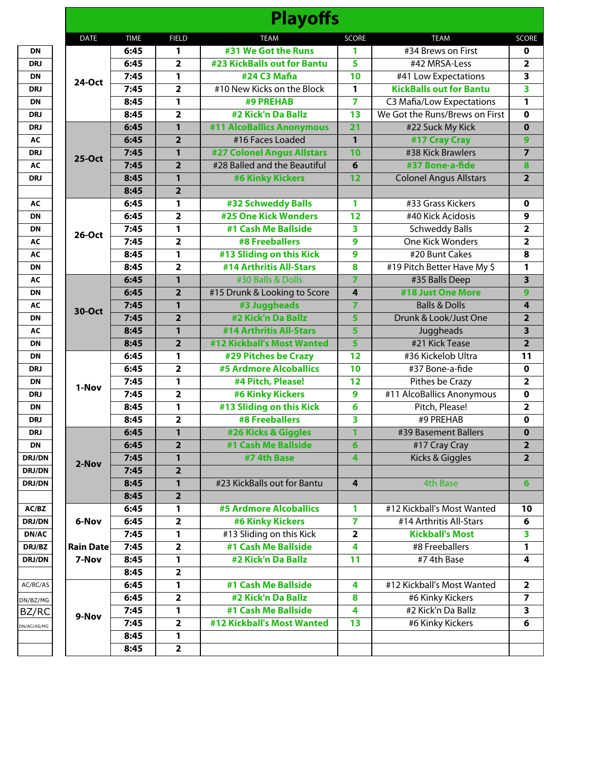# Playoffs

| | DATE | TIME | FIELD | TEAM | SCORE | TEAM | SCORE |
|---|---|---|---|---|---|---|---|
| DN | 24-Oct | 6:45 | 1 | **#31 We Got the Runs** | 1 | #34 Brews on First | 0 |
| DRJ | | 6:45 | 2 | **#23 KickBalls out for Bantu** | 5 | #42 MRSA-Less | 2 |
| DN | | 7:45 | 1 | **#24 C3 Mafia** | 10 | #41 Low Expectations | 3 |
| DRJ | | 7:45 | 2 | #10 New Kicks on the Block | 1 | **KickBalls out for Bantu** | 3 |
| DN | | 8:45 | 1 | **#9 PREHAB** | 7 | C3 Mafia/Low Expectations | 1 |
| DRJ | | 8:45 | 2 | **#2 Kick'n Da Ballz** | 13 | We Got the Runs/Brews on First | 0 |
| DRJ | 25-Oct | 6:45 | 1 | **#11 AlcoBallics Anonymous** | 21 | #22 Suck My Kick | 0 |
| AC | | 6:45 | 2 | #16 Faces Loaded | 1 | **#17 Cray Cray** | 9 |
| DRJ | | 7:45 | 1 | **#27 Colonel Angus Allstars** | 10 | #38 Kick Brawlers | 7 |
| AC | | 7:45 | 2 | #28 Balled and the Beautiful | 6 | **#37 Bone-a-fide** | 8 |
| DRJ | | 8:45 | 1 | **#6 Kinky Kickers** | 12 | Colonel Angus Allstars | 2 |
| | | 8:45 | 2 | | | | |
| AC | 26-Oct | 6:45 | 1 | **#32 Schweddy Balls** | 1 | #33 Grass Kickers | 0 |
| DN | | 6:45 | 2 | **#25 One Kick Wonders** | 12 | #40 Kick Acidosis | 9 |
| DN | | 7:45 | 1 | **#1 Cash Me Ballside** | 3 | Schweddy Balls | 2 |
| AC | | 7:45 | 2 | **#8 Freeballers** | 9 | One Kick Wonders | 2 |
| AC | | 8:45 | 1 | **#13 Sliding on this Kick** | 9 | #20 Bunt Cakes | 8 |
| DN | | 8:45 | 2 | **#14 Arthritis All-Stars** | 8 | #19 Pitch Better Have My $ | 1 |
| AC | 30-Oct | 6:45 | 1 | #30 Balls & Dolls | 7 | #35 Balls Deep | 3 |
| DN | | 6:45 | 2 | #15 Drunk & Looking to Score | 4 | **#18 Just One More** | 9 |
| AC | | 7:45 | 1 | **#3 Juggheads** | 7 | Balls & Dolls | 4 |
| DN | | 7:45 | 2 | **#2 Kick'n Da Ballz** | 5 | Drunk & Look/Just One | 2 |
| AC | | 8:45 | 1 | **#14 Arthritis All-Stars** | 5 | Juggheads | 3 |
| DN | | 8:45 | 2 | **#12 Kickball's Most Wanted** | 5 | #21 Kick Tease | 2 |
| DN | 1-Nov | 6:45 | 1 | **#29 Pitches be Crazy** | 12 | #36 Kickelob Ultra | 11 |
| DRJ | | 6:45 | 2 | **#5 Ardmore Alcoballics** | 10 | #37 Bone-a-fide | 0 |
| DN | | 7:45 | 1 | **#4 Pitch, Please!** | 12 | Pithes be Crazy | 2 |
| DRJ | | 7:45 | 2 | **#6 Kinky Kickers** | 9 | #11 AlcoBallics Anonymous | 0 |
| DN | | 8:45 | 1 | **#13 Sliding on this Kick** | 6 | Pitch, Please! | 2 |
| DRJ | | 8:45 | 2 | **#8 Freeballers** | 3 | #9 PREHAB | 0 |
| DRJ | 2-Nov | 6:45 | 1 | **#26 Kicks & Giggles** | 1 | #39 Basement Ballers | 0 |
| DN | | 6:45 | 2 | **#1 Cash Me Ballside** | 6 | #17 Cray Cray | 2 |
| DRJ/DN | | 7:45 | 1 | **#7 4th Base** | 4 | Kicks & Giggles | 2 |
| DRJ/DN | | 7:45 | 2 | | | | |
| DRJ/DN | | 8:45 | 1 | #23 KickBalls out for Bantu | 4 | 4th Base | 6 |
| | | 8:45 | 2 | | | | |
| AC/BZ | 6-Nov | 6:45 | 1 | **#5 Ardmore Alcoballics** | 1 | #12 Kickball's Most Wanted | 10 |
| DRJ/DN | | 6:45 | 2 | **#6 Kinky Kickers** | 7 | #14 Arthritis All-Stars | 6 |
| DN/AC | | 7:45 | 1 | #13 Sliding on this Kick | 2 | **Kickball's Most** | 3 |
| DRJ/BZ | Rain Date | 7:45 | 2 | **#1 Cash Me Ballside** | 4 | #8 Freeballers | 1 |
| DRJ/DN | 7-Nov | 8:45 | 1 | **#2 Kick'n Da Ballz** | 11 | #7 4th Base | 4 |
| | | 8:45 | 2 | | | | |
| AC/RC/AS | 9-Nov | 6:45 | 1 | **#1 Cash Me Ballside** | 4 | #12 Kickball's Most Wanted | 2 |
| DN/BZ/MG | | 6:45 | 2 | **#2 Kick'n Da Ballz** | 8 | #6 Kinky Kickers | 7 |
| BZ/RC | | 7:45 | 1 | **#1 Cash Me Ballside** | 4 | #2 Kick'n Da Ballz | 3 |
| DN/AC/AS/MG | | 7:45 | 2 | **#12 Kickball's Most Wanted** | 13 | #6 Kinky Kickers | 6 |
| | | 8:45 | 1 | | | | |
| | | 8:45 | 2 | | | | |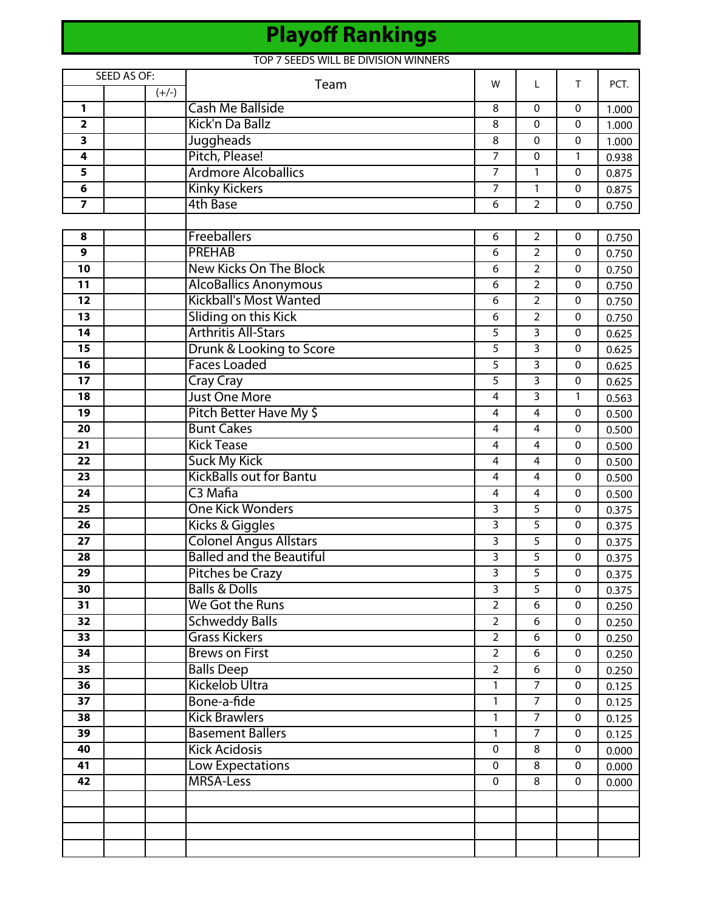# Playoff Rankings

TOP 7 SEEDS WILL BE DIVISION WINNERS

| SEED AS OF: | | | Team | W | L | T | PCT. |
|---|---|---|---|---|---|---|---|
| | | (+/-) | | | | | |
| 1 | | | Cash Me Ballside | 8 | 0 | 0 | 1.000 |
| 2 | | | Kick'n Da Ballz | 8 | 0 | 0 | 1.000 |
| 3 | | | Juggheads | 8 | 0 | 0 | 1.000 |
| 4 | | | Pitch, Please! | 7 | 0 | 1 | 0.938 |
| 5 | | | Ardmore Alcoballics | 7 | 1 | 0 | 0.875 |
| 6 | | | Kinky Kickers | 7 | 1 | 0 | 0.875 |
| 7 | | | 4th Base | 6 | 2 | 0 | 0.750 |
| | | | | | | | |
| 8 | | | Freeballers | 6 | 2 | 0 | 0.750 |
| 9 | | | PREHAB | 6 | 2 | 0 | 0.750 |
| 10 | | | New Kicks On The Block | 6 | 2 | 0 | 0.750 |
| 11 | | | AlcoBallics Anonymous | 6 | 2 | 0 | 0.750 |
| 12 | | | Kickball's Most Wanted | 6 | 2 | 0 | 0.750 |
| 13 | | | Sliding on this Kick | 6 | 2 | 0 | 0.750 |
| 14 | | | Arthritis All-Stars | 5 | 3 | 0 | 0.625 |
| 15 | | | Drunk & Looking to Score | 5 | 3 | 0 | 0.625 |
| 16 | | | Faces Loaded | 5 | 3 | 0 | 0.625 |
| 17 | | | Cray Cray | 5 | 3 | 0 | 0.625 |
| 18 | | | Just One More | 4 | 3 | 1 | 0.563 |
| 19 | | | Pitch Better Have My $ | 4 | 4 | 0 | 0.500 |
| 20 | | | Bunt Cakes | 4 | 4 | 0 | 0.500 |
| 21 | | | Kick Tease | 4 | 4 | 0 | 0.500 |
| 22 | | | Suck My Kick | 4 | 4 | 0 | 0.500 |
| 23 | | | KickBalls out for Bantu | 4 | 4 | 0 | 0.500 |
| 24 | | | C3 Mafia | 4 | 4 | 0 | 0.500 |
| 25 | | | One Kick Wonders | 3 | 5 | 0 | 0.375 |
| 26 | | | Kicks & Giggles | 3 | 5 | 0 | 0.375 |
| 27 | | | Colonel Angus Allstars | 3 | 5 | 0 | 0.375 |
| 28 | | | Balled and the Beautiful | 3 | 5 | 0 | 0.375 |
| 29 | | | Pitches be Crazy | 3 | 5 | 0 | 0.375 |
| 30 | | | Balls & Dolls | 3 | 5 | 0 | 0.375 |
| 31 | | | We Got the Runs | 2 | 6 | 0 | 0.250 |
| 32 | | | Schweddy Balls | 2 | 6 | 0 | 0.250 |
| 33 | | | Grass Kickers | 2 | 6 | 0 | 0.250 |
| 34 | | | Brews on First | 2 | 6 | 0 | 0.250 |
| 35 | | | Balls Deep | 2 | 6 | 0 | 0.250 |
| 36 | | | Kickelob Ultra | 1 | 7 | 0 | 0.125 |
| 37 | | | Bone-a-fide | 1 | 7 | 0 | 0.125 |
| 38 | | | Kick Brawlers | 1 | 7 | 0 | 0.125 |
| 39 | | | Basement Ballers | 1 | 7 | 0 | 0.125 |
| 40 | | | Kick Acidosis | 0 | 8 | 0 | 0.000 |
| 41 | | | Low Expectations | 0 | 8 | 0 | 0.000 |
| 42 | | | MRSA-Less | 0 | 8 | 0 | 0.000 |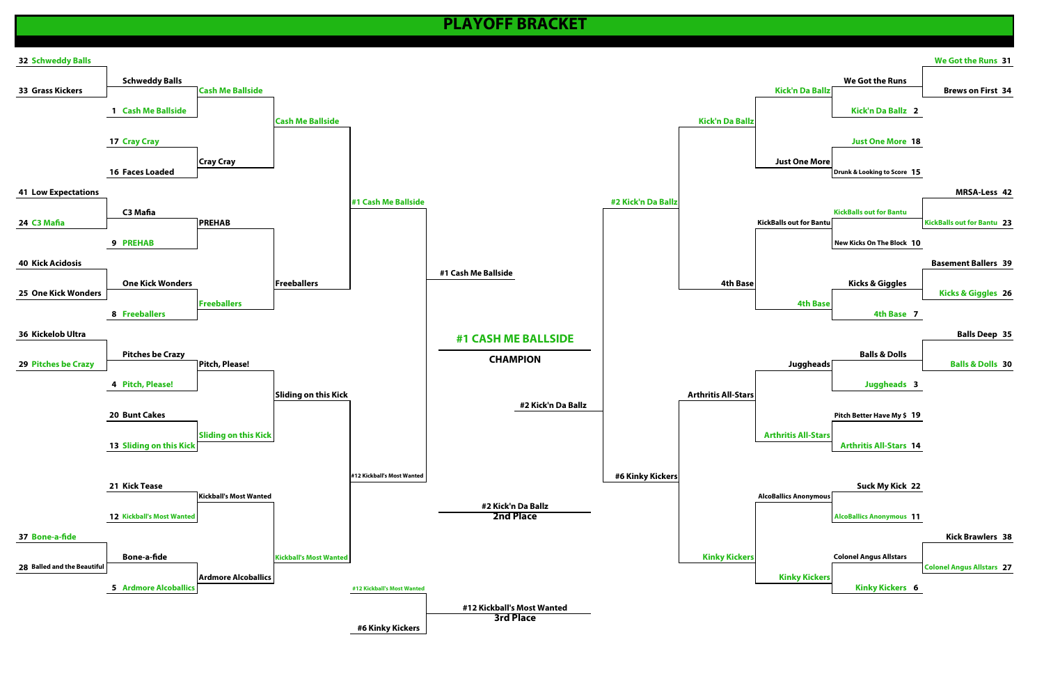# PLAYOFF BRACKET

32 Schweddy Balls
33 Grass Kickers
Schweddy Balls
1 Cash Me Ballside
Cash Me Ballside
17 Cray Cray
16 Faces Loaded
Cray Cray
Cash Me Ballside
41 Low Expectations
24 C3 Mafia
C3 Mafia
9 PREHAB
PREHAB
40 Kick Acidosis
25 One Kick Wonders
One Kick Wonders
8 Freeballers
Freeballers
Freeballers
#1 Cash Me Ballside
36 Kickelob Ultra
29 Pitches be Crazy
Pitches be Crazy
4 Pitch, Please!
Pitch, Please!
20 Bunt Cakes
13 Sliding on this Kick
Sliding on this Kick
Sliding on this Kick
21 Kick Tease
12 Kickball's Most Wanted
Kickball's Most Wanted
37 Bone-a-fide
28 Balled and the Beautiful
Bone-a-fide
5 Ardmore Alcoballics
Ardmore Alcoballics
Kickball's Most Wanted
#12 Kickball's Most Wanted
#1 Cash Me Ballside

We Got the Runs 31
Brews on First 34
We Got the Runs
Kick'n Da Ballz 2
Kick'n Da Ballz
Just One More 18
Drunk & Looking to Score 15
Just One More
Kick'n Da Ballz
MRSA-Less 42
KickBalls out for Bantu 23
KickBalls out for Bantu
New Kicks On The Block 10
KickBalls out for Bantu
Basement Ballers 39
Kicks & Giggles 26
Kicks & Giggles
4th Base 7
4th Base
4th Base
#2 Kick'n Da Ballz
Balls Deep 35
Balls & Dolls 30
Balls & Dolls
Juggheads 3
Juggheads
Pitch Better Have My $ 19
Arthritis All-Stars 14
Arthritis All-Stars
Arthritis All-Stars
Suck My Kick 22
AlcoBallics Anonymous 11
AlcoBallics Anonymous
Kick Brawlers 38
Colonel Angus Allstars 27
Colonel Angus Allstars
Kinky Kickers 6
Kinky Kickers
Kinky Kickers
#6 Kinky Kickers
#2 Kick'n Da Ballz

**#1 CASH ME BALLSIDE**

**CHAMPION**

#2 Kick'n Da Ballz
**2nd Place**

#12 Kickball's Most Wanted
#6 Kinky Kickers
#12 Kickball's Most Wanted
**3rd Place**